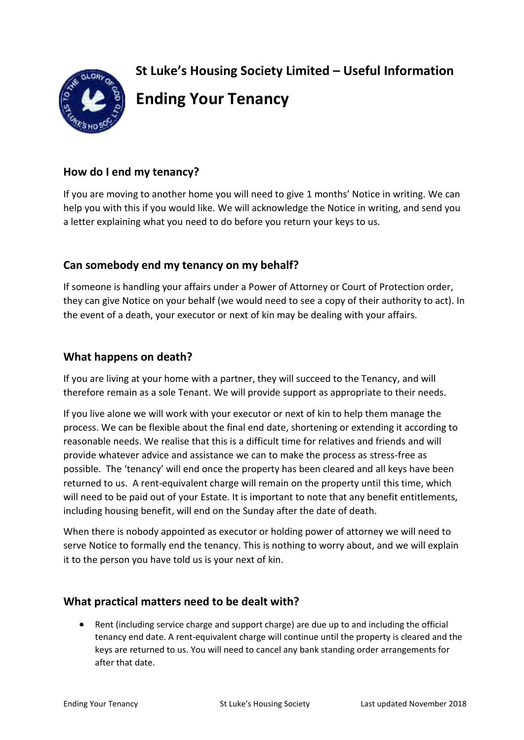**St Luke's Housing Society Limited – Useful Information**

# Ending Your Tenancy

## How do I end my tenancy?

If you are moving to another home you will need to give 1 months' Notice in writing. We can help you with this if you would like. We will acknowledge the Notice in writing, and send you a letter explaining what you need to do before you return your keys to us.

## Can somebody end my tenancy on my behalf?

If someone is handling your affairs under a Power of Attorney or Court of Protection order, they can give Notice on your behalf (we would need to see a copy of their authority to act). In the event of a death, your executor or next of kin may be dealing with your affairs.

## What happens on death?

If you are living at your home with a partner, they will succeed to the Tenancy, and will therefore remain as a sole Tenant. We will provide support as appropriate to their needs.

If you live alone we will work with your executor or next of kin to help them manage the process. We can be flexible about the final end date, shortening or extending it according to reasonable needs. We realise that this is a difficult time for relatives and friends and will provide whatever advice and assistance we can to make the process as stress-free as possible. The 'tenancy' will end once the property has been cleared and all keys have been returned to us. A rent-equivalent charge will remain on the property until this time, which will need to be paid out of your Estate. It is important to note that any benefit entitlements, including housing benefit, will end on the Sunday after the date of death.

When there is nobody appointed as executor or holding power of attorney we will need to serve Notice to formally end the tenancy. This is nothing to worry about, and we will explain it to the person you have told us is your next of kin.

## What practical matters need to be dealt with?

- Rent (including service charge and support charge) are due up to and including the official tenancy end date. A rent-equivalent charge will continue until the property is cleared and the keys are returned to us. You will need to cancel any bank standing order arrangements for after that date.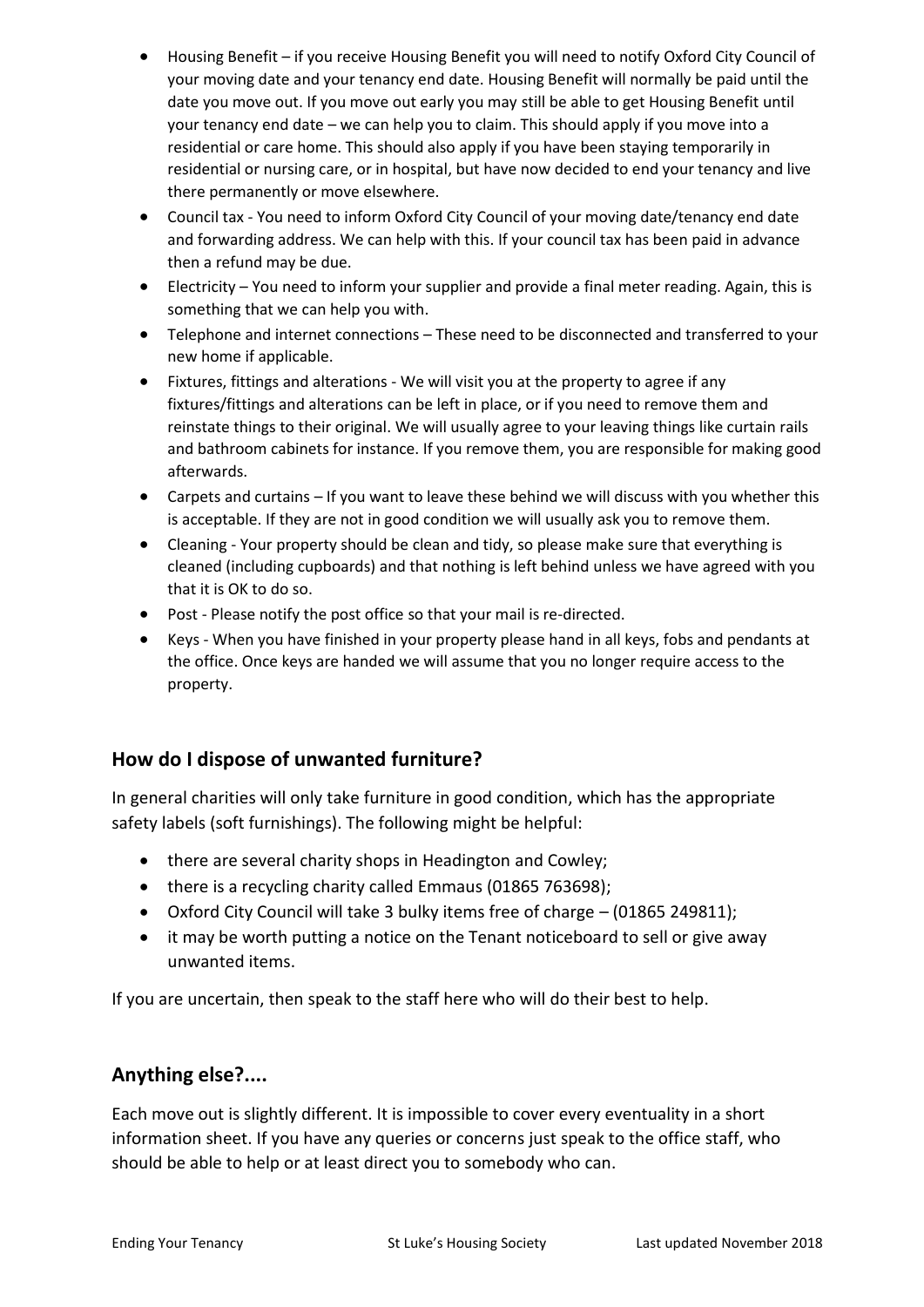- Housing Benefit – if you receive Housing Benefit you will need to notify Oxford City Council of your moving date and your tenancy end date. Housing Benefit will normally be paid until the date you move out. If you move out early you may still be able to get Housing Benefit until your tenancy end date – we can help you to claim. This should apply if you move into a residential or care home. This should also apply if you have been staying temporarily in residential or nursing care, or in hospital, but have now decided to end your tenancy and live there permanently or move elsewhere.
- Council tax - You need to inform Oxford City Council of your moving date/tenancy end date and forwarding address. We can help with this. If your council tax has been paid in advance then a refund may be due.
- Electricity – You need to inform your supplier and provide a final meter reading. Again, this is something that we can help you with.
- Telephone and internet connections – These need to be disconnected and transferred to your new home if applicable.
- Fixtures, fittings and alterations - We will visit you at the property to agree if any fixtures/fittings and alterations can be left in place, or if you need to remove them and reinstate things to their original. We will usually agree to your leaving things like curtain rails and bathroom cabinets for instance. If you remove them, you are responsible for making good afterwards.
- Carpets and curtains – If you want to leave these behind we will discuss with you whether this is acceptable. If they are not in good condition we will usually ask you to remove them.
- Cleaning - Your property should be clean and tidy, so please make sure that everything is cleaned (including cupboards) and that nothing is left behind unless we have agreed with you that it is OK to do so.
- Post - Please notify the post office so that your mail is re-directed.
- Keys - When you have finished in your property please hand in all keys, fobs and pendants at the office. Once keys are handed we will assume that you no longer require access to the property.

## How do I dispose of unwanted furniture?

In general charities will only take furniture in good condition, which has the appropriate safety labels (soft furnishings). The following might be helpful:

- there are several charity shops in Headington and Cowley;
- there is a recycling charity called Emmaus (01865 763698);
- Oxford City Council will take 3 bulky items free of charge – (01865 249811);
- it may be worth putting a notice on the Tenant noticeboard to sell or give away unwanted items.

If you are uncertain, then speak to the staff here who will do their best to help.

## Anything else?....

Each move out is slightly different. It is impossible to cover every eventuality in a short information sheet. If you have any queries or concerns just speak to the office staff, who should be able to help or at least direct you to somebody who can.